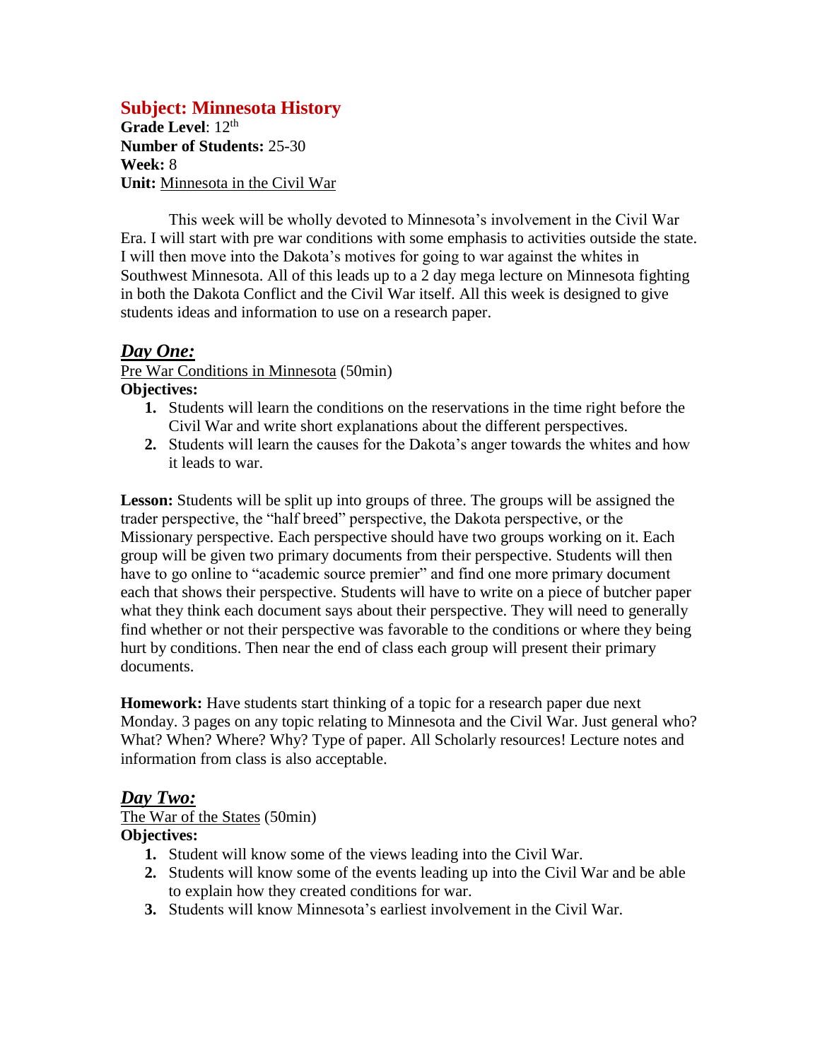# Subject: Minnesota History

**Grade Level**: 12th
**Number of Students:** 25-30
**Week:** 8
**Unit:** Minnesota in the Civil War

This week will be wholly devoted to Minnesota's involvement in the Civil War Era. I will start with pre war conditions with some emphasis to activities outside the state. I will then move into the Dakota's motives for going to war against the whites in Southwest Minnesota. All of this leads up to a 2 day mega lecture on Minnesota fighting in both the Dakota Conflict and the Civil War itself. All this week is designed to give students ideas and information to use on a research paper.

## *Day One:*

Pre War Conditions in Minnesota (50min)

**Objectives:**

1. Students will learn the conditions on the reservations in the time right before the Civil War and write short explanations about the different perspectives.
2. Students will learn the causes for the Dakota's anger towards the whites and how it leads to war.

**Lesson:** Students will be split up into groups of three. The groups will be assigned the trader perspective, the "half breed" perspective, the Dakota perspective, or the Missionary perspective. Each perspective should have two groups working on it. Each group will be given two primary documents from their perspective. Students will then have to go online to "academic source premier" and find one more primary document each that shows their perspective. Students will have to write on a piece of butcher paper what they think each document says about their perspective. They will need to generally find whether or not their perspective was favorable to the conditions or where they being hurt by conditions. Then near the end of class each group will present their primary documents.

**Homework:** Have students start thinking of a topic for a research paper due next Monday. 3 pages on any topic relating to Minnesota and the Civil War. Just general who? What? When? Where? Why? Type of paper. All Scholarly resources! Lecture notes and information from class is also acceptable.

## *Day Two:*

The War of the States (50min)

**Objectives:**

1. Student will know some of the views leading into the Civil War.
2. Students will know some of the events leading up into the Civil War and be able to explain how they created conditions for war.
3. Students will know Minnesota's earliest involvement in the Civil War.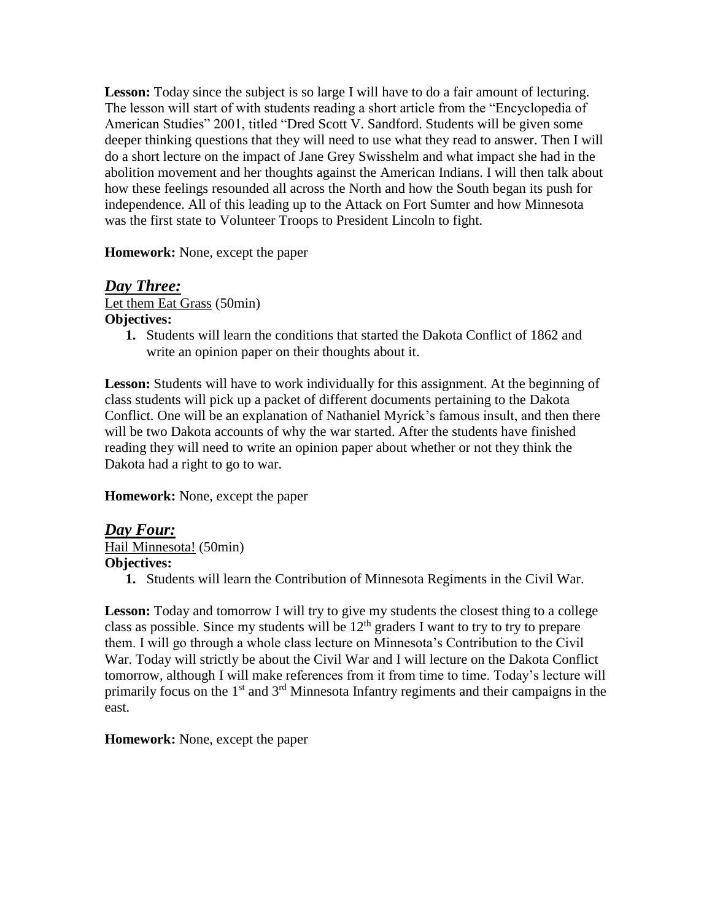**Lesson:** Today since the subject is so large I will have to do a fair amount of lecturing. The lesson will start of with students reading a short article from the "Encyclopedia of American Studies" 2001, titled "Dred Scott V. Sandford. Students will be given some deeper thinking questions that they will need to use what they read to answer. Then I will do a short lecture on the impact of Jane Grey Swisshelm and what impact she had in the abolition movement and her thoughts against the American Indians. I will then talk about how these feelings resounded all across the North and how the South began its push for independence. All of this leading up to the Attack on Fort Sumter and how Minnesota was the first state to Volunteer Troops to President Lincoln to fight.

**Homework:** None, except the paper

## ***Day Three:***

Let them Eat Grass (50min)

**Objectives:**

1. Students will learn the conditions that started the Dakota Conflict of 1862 and write an opinion paper on their thoughts about it.

**Lesson:** Students will have to work individually for this assignment. At the beginning of class students will pick up a packet of different documents pertaining to the Dakota Conflict. One will be an explanation of Nathaniel Myrick's famous insult, and then there will be two Dakota accounts of why the war started. After the students have finished reading they will need to write an opinion paper about whether or not they think the Dakota had a right to go to war.

**Homework:** None, except the paper

## ***Day Four:***

Hail Minnesota! (50min)

**Objectives:**

1. Students will learn the Contribution of Minnesota Regiments in the Civil War.

**Lesson:** Today and tomorrow I will try to give my students the closest thing to a college class as possible. Since my students will be 12th graders I want to try to try to prepare them. I will go through a whole class lecture on Minnesota's Contribution to the Civil War. Today will strictly be about the Civil War and I will lecture on the Dakota Conflict tomorrow, although I will make references from it from time to time. Today's lecture will primarily focus on the 1st and 3rd Minnesota Infantry regiments and their campaigns in the east.

**Homework:** None, except the paper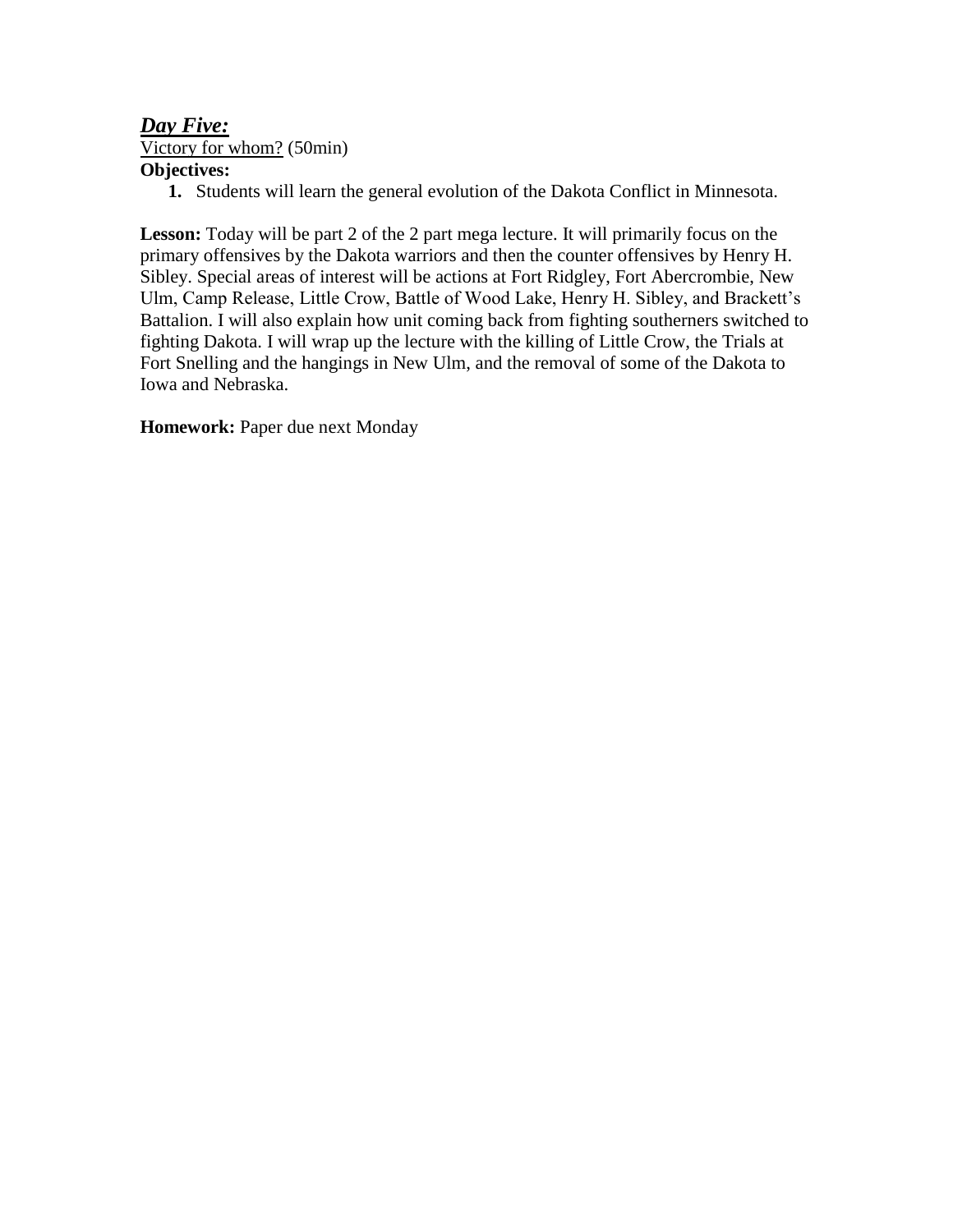***Day Five:***

Victory for whom? (50min)

**Objectives:**

1. Students will learn the general evolution of the Dakota Conflict in Minnesota.

**Lesson:** Today will be part 2 of the 2 part mega lecture. It will primarily focus on the primary offensives by the Dakota warriors and then the counter offensives by Henry H. Sibley. Special areas of interest will be actions at Fort Ridgley, Fort Abercrombie, New Ulm, Camp Release, Little Crow, Battle of Wood Lake, Henry H. Sibley, and Brackett's Battalion. I will also explain how unit coming back from fighting southerners switched to fighting Dakota. I will wrap up the lecture with the killing of Little Crow, the Trials at Fort Snelling and the hangings in New Ulm, and the removal of some of the Dakota to Iowa and Nebraska.

**Homework:** Paper due next Monday